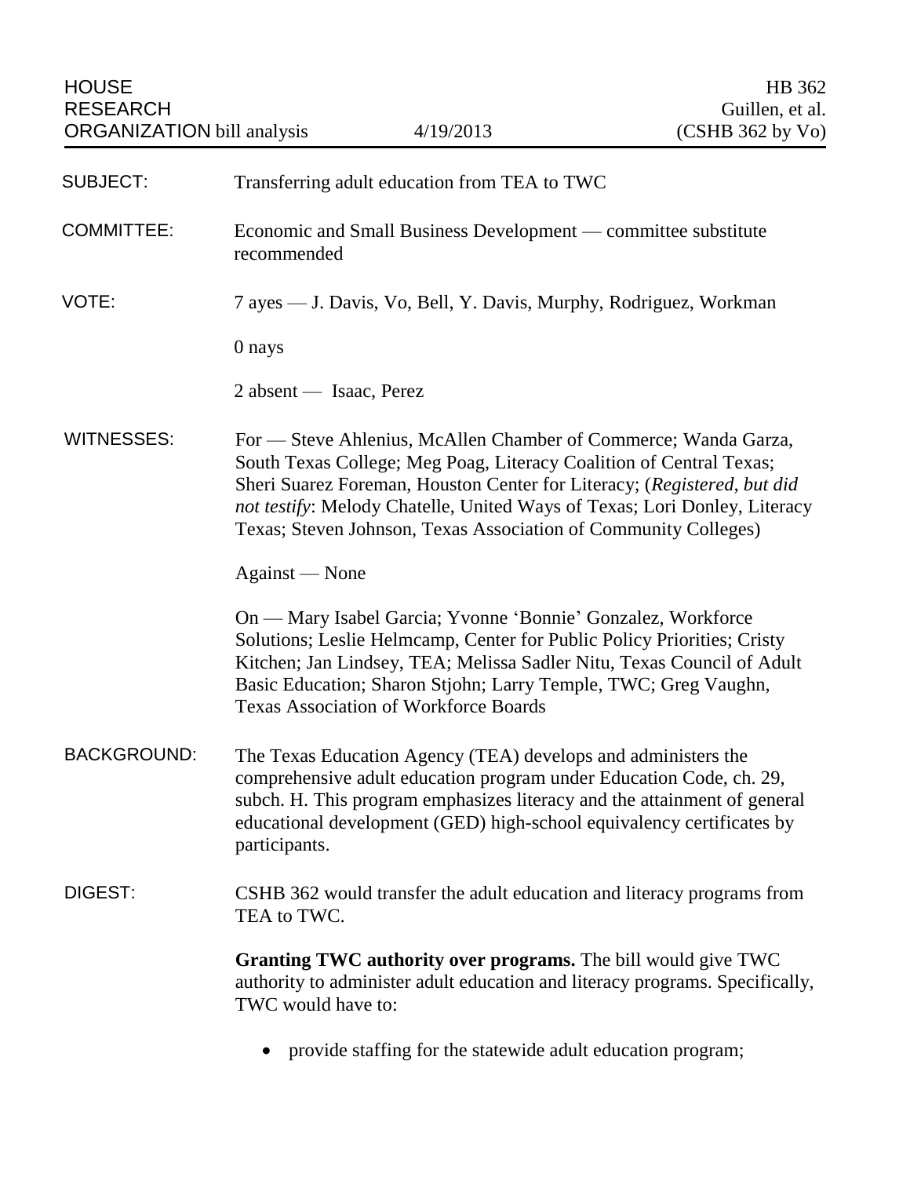HOUSE RESEARCH ORGANIZATION bill analysis

4/19/2013

HB 362
Guillen, et al.
(CSHB 362 by Vo)

SUBJECT: Transferring adult education from TEA to TWC

COMMITTEE: Economic and Small Business Development — committee substitute recommended

VOTE: 7 ayes — J. Davis, Vo, Bell, Y. Davis, Murphy, Rodriguez, Workman

0 nays

2 absent — Isaac, Perez

WITNESSES: For — Steve Ahlenius, McAllen Chamber of Commerce; Wanda Garza, South Texas College; Meg Poag, Literacy Coalition of Central Texas; Sheri Suarez Foreman, Houston Center for Literacy; (*Registered, but did not testify*: Melody Chatelle, United Ways of Texas; Lori Donley, Literacy Texas; Steven Johnson, Texas Association of Community Colleges)

Against — None

On — Mary Isabel Garcia; Yvonne 'Bonnie' Gonzalez, Workforce Solutions; Leslie Helmcamp, Center for Public Policy Priorities; Cristy Kitchen; Jan Lindsey, TEA; Melissa Sadler Nitu, Texas Council of Adult Basic Education; Sharon Stjohn; Larry Temple, TWC; Greg Vaughn, Texas Association of Workforce Boards

BACKGROUND: The Texas Education Agency (TEA) develops and administers the comprehensive adult education program under Education Code, ch. 29, subch. H. This program emphasizes literacy and the attainment of general educational development (GED) high-school equivalency certificates by participants.

DIGEST: CSHB 362 would transfer the adult education and literacy programs from TEA to TWC.

**Granting TWC authority over programs.** The bill would give TWC authority to administer adult education and literacy programs. Specifically, TWC would have to:

- provide staffing for the statewide adult education program;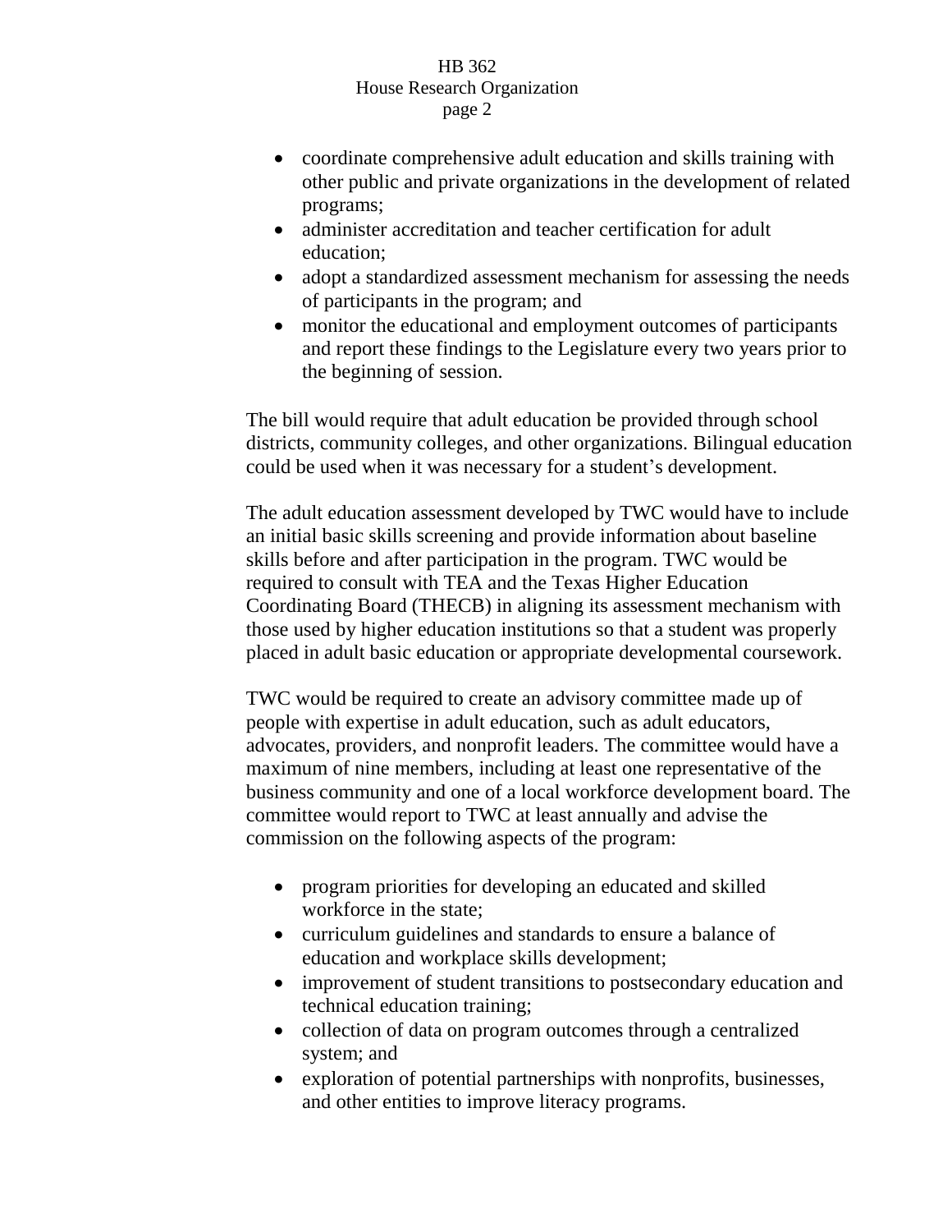- coordinate comprehensive adult education and skills training with other public and private organizations in the development of related programs;
- administer accreditation and teacher certification for adult education;
- adopt a standardized assessment mechanism for assessing the needs of participants in the program; and
- monitor the educational and employment outcomes of participants and report these findings to the Legislature every two years prior to the beginning of session.

The bill would require that adult education be provided through school districts, community colleges, and other organizations. Bilingual education could be used when it was necessary for a student's development.

The adult education assessment developed by TWC would have to include an initial basic skills screening and provide information about baseline skills before and after participation in the program. TWC would be required to consult with TEA and the Texas Higher Education Coordinating Board (THECB) in aligning its assessment mechanism with those used by higher education institutions so that a student was properly placed in adult basic education or appropriate developmental coursework.

TWC would be required to create an advisory committee made up of people with expertise in adult education, such as adult educators, advocates, providers, and nonprofit leaders. The committee would have a maximum of nine members, including at least one representative of the business community and one of a local workforce development board. The committee would report to TWC at least annually and advise the commission on the following aspects of the program:

- program priorities for developing an educated and skilled workforce in the state;
- curriculum guidelines and standards to ensure a balance of education and workplace skills development;
- improvement of student transitions to postsecondary education and technical education training;
- collection of data on program outcomes through a centralized system; and
- exploration of potential partnerships with nonprofits, businesses, and other entities to improve literacy programs.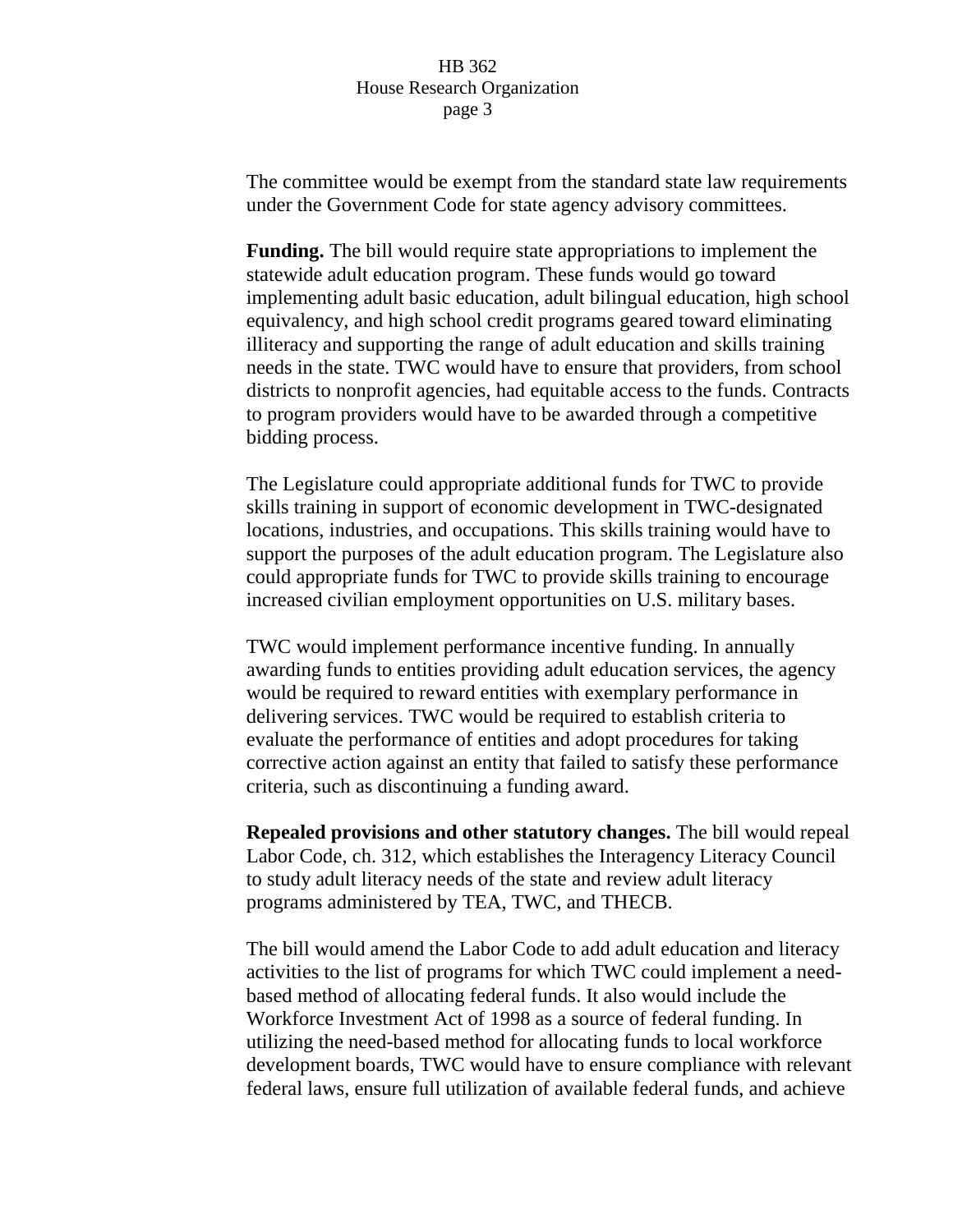The committee would be exempt from the standard state law requirements under the Government Code for state agency advisory committees.

**Funding.** The bill would require state appropriations to implement the statewide adult education program. These funds would go toward implementing adult basic education, adult bilingual education, high school equivalency, and high school credit programs geared toward eliminating illiteracy and supporting the range of adult education and skills training needs in the state. TWC would have to ensure that providers, from school districts to nonprofit agencies, had equitable access to the funds. Contracts to program providers would have to be awarded through a competitive bidding process.

The Legislature could appropriate additional funds for TWC to provide skills training in support of economic development in TWC-designated locations, industries, and occupations. This skills training would have to support the purposes of the adult education program. The Legislature also could appropriate funds for TWC to provide skills training to encourage increased civilian employment opportunities on U.S. military bases.

TWC would implement performance incentive funding. In annually awarding funds to entities providing adult education services, the agency would be required to reward entities with exemplary performance in delivering services. TWC would be required to establish criteria to evaluate the performance of entities and adopt procedures for taking corrective action against an entity that failed to satisfy these performance criteria, such as discontinuing a funding award.

**Repealed provisions and other statutory changes.** The bill would repeal Labor Code, ch. 312, which establishes the Interagency Literacy Council to study adult literacy needs of the state and review adult literacy programs administered by TEA, TWC, and THECB.

The bill would amend the Labor Code to add adult education and literacy activities to the list of programs for which TWC could implement a need-based method of allocating federal funds. It also would include the Workforce Investment Act of 1998 as a source of federal funding. In utilizing the need-based method for allocating funds to local workforce development boards, TWC would have to ensure compliance with relevant federal laws, ensure full utilization of available federal funds, and achieve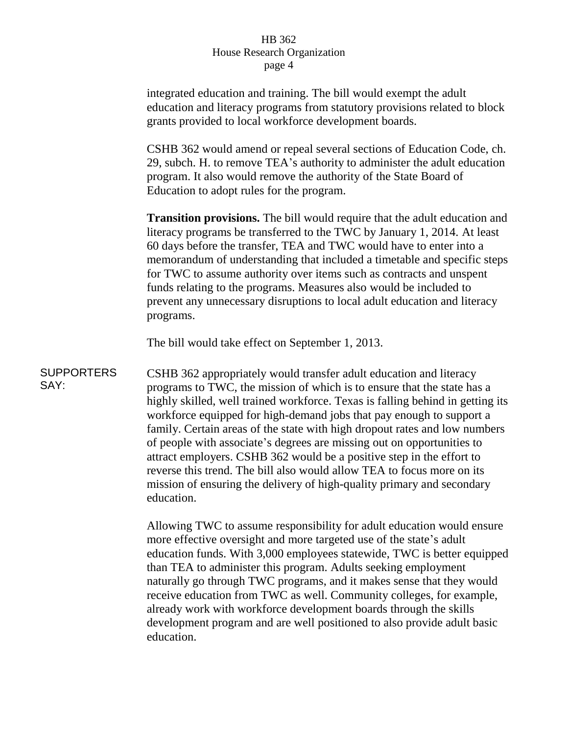integrated education and training. The bill would exempt the adult education and literacy programs from statutory provisions related to block grants provided to local workforce development boards.

CSHB 362 would amend or repeal several sections of Education Code, ch. 29, subch. H. to remove TEA's authority to administer the adult education program. It also would remove the authority of the State Board of Education to adopt rules for the program.

**Transition provisions.** The bill would require that the adult education and literacy programs be transferred to the TWC by January 1, 2014. At least 60 days before the transfer, TEA and TWC would have to enter into a memorandum of understanding that included a timetable and specific steps for TWC to assume authority over items such as contracts and unspent funds relating to the programs. Measures also would be included to prevent any unnecessary disruptions to local adult education and literacy programs.

The bill would take effect on September 1, 2013.

SUPPORTERS SAY:

CSHB 362 appropriately would transfer adult education and literacy programs to TWC, the mission of which is to ensure that the state has a highly skilled, well trained workforce. Texas is falling behind in getting its workforce equipped for high-demand jobs that pay enough to support a family. Certain areas of the state with high dropout rates and low numbers of people with associate's degrees are missing out on opportunities to attract employers. CSHB 362 would be a positive step in the effort to reverse this trend. The bill also would allow TEA to focus more on its mission of ensuring the delivery of high-quality primary and secondary education.

Allowing TWC to assume responsibility for adult education would ensure more effective oversight and more targeted use of the state's adult education funds. With 3,000 employees statewide, TWC is better equipped than TEA to administer this program. Adults seeking employment naturally go through TWC programs, and it makes sense that they would receive education from TWC as well. Community colleges, for example, already work with workforce development boards through the skills development program and are well positioned to also provide adult basic education.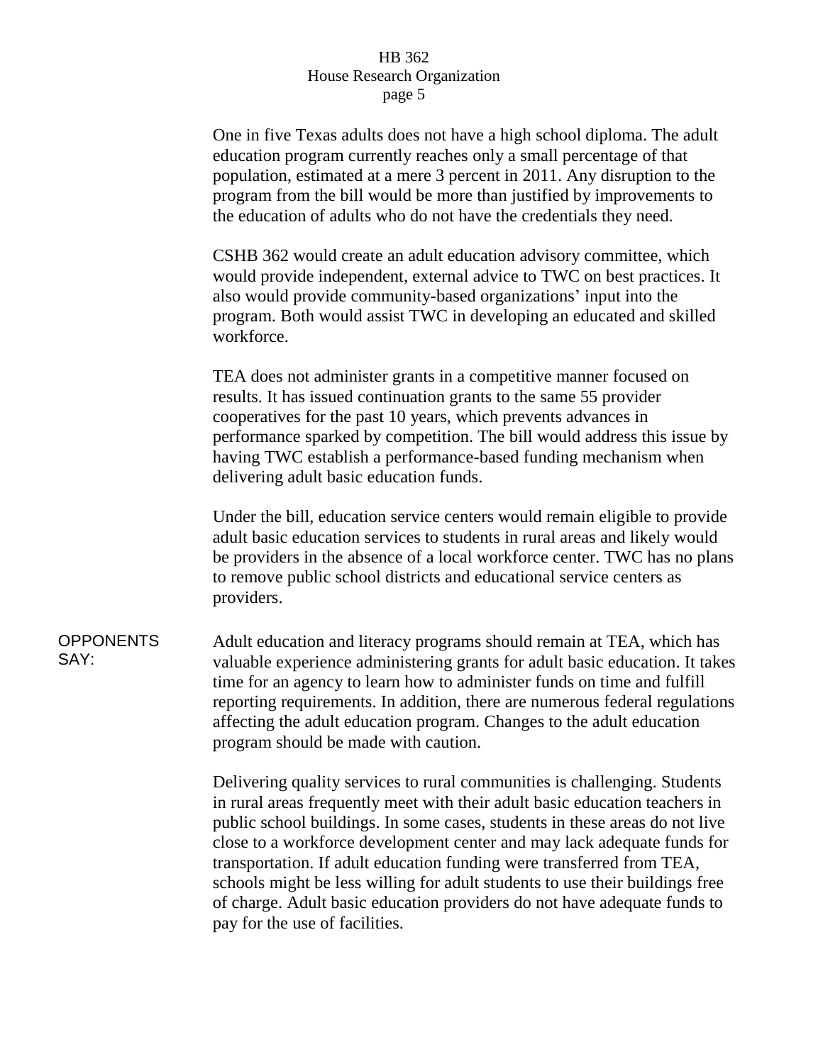One in five Texas adults does not have a high school diploma. The adult education program currently reaches only a small percentage of that population, estimated at a mere 3 percent in 2011. Any disruption to the program from the bill would be more than justified by improvements to the education of adults who do not have the credentials they need.

CSHB 362 would create an adult education advisory committee, which would provide independent, external advice to TWC on best practices. It also would provide community-based organizations' input into the program. Both would assist TWC in developing an educated and skilled workforce.

TEA does not administer grants in a competitive manner focused on results. It has issued continuation grants to the same 55 provider cooperatives for the past 10 years, which prevents advances in performance sparked by competition. The bill would address this issue by having TWC establish a performance-based funding mechanism when delivering adult basic education funds.

Under the bill, education service centers would remain eligible to provide adult basic education services to students in rural areas and likely would be providers in the absence of a local workforce center. TWC has no plans to remove public school districts and educational service centers as providers.

**OPPONENTS SAY:**

Adult education and literacy programs should remain at TEA, which has valuable experience administering grants for adult basic education. It takes time for an agency to learn how to administer funds on time and fulfill reporting requirements. In addition, there are numerous federal regulations affecting the adult education program. Changes to the adult education program should be made with caution.

Delivering quality services to rural communities is challenging. Students in rural areas frequently meet with their adult basic education teachers in public school buildings. In some cases, students in these areas do not live close to a workforce development center and may lack adequate funds for transportation. If adult education funding were transferred from TEA, schools might be less willing for adult students to use their buildings free of charge. Adult basic education providers do not have adequate funds to pay for the use of facilities.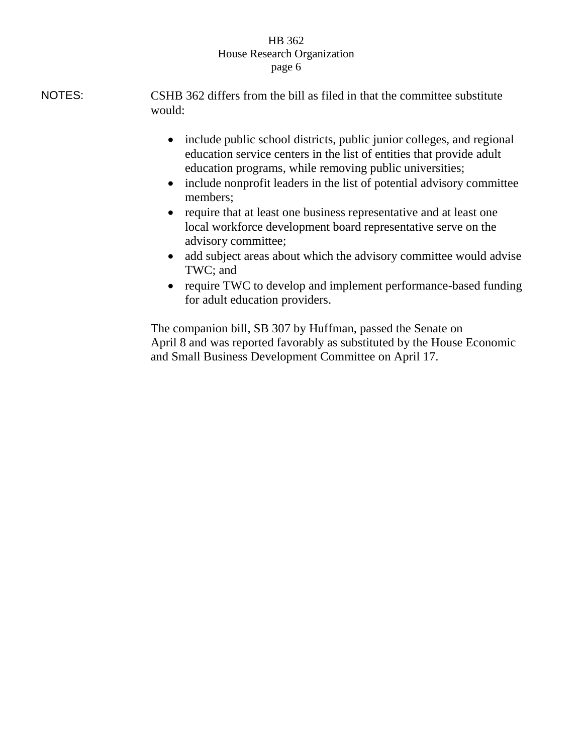NOTES: CSHB 362 differs from the bill as filed in that the committee substitute would:

- include public school districts, public junior colleges, and regional education service centers in the list of entities that provide adult education programs, while removing public universities;
- include nonprofit leaders in the list of potential advisory committee members;
- require that at least one business representative and at least one local workforce development board representative serve on the advisory committee;
- add subject areas about which the advisory committee would advise TWC; and
- require TWC to develop and implement performance-based funding for adult education providers.

The companion bill, SB 307 by Huffman, passed the Senate on April 8 and was reported favorably as substituted by the House Economic and Small Business Development Committee on April 17.